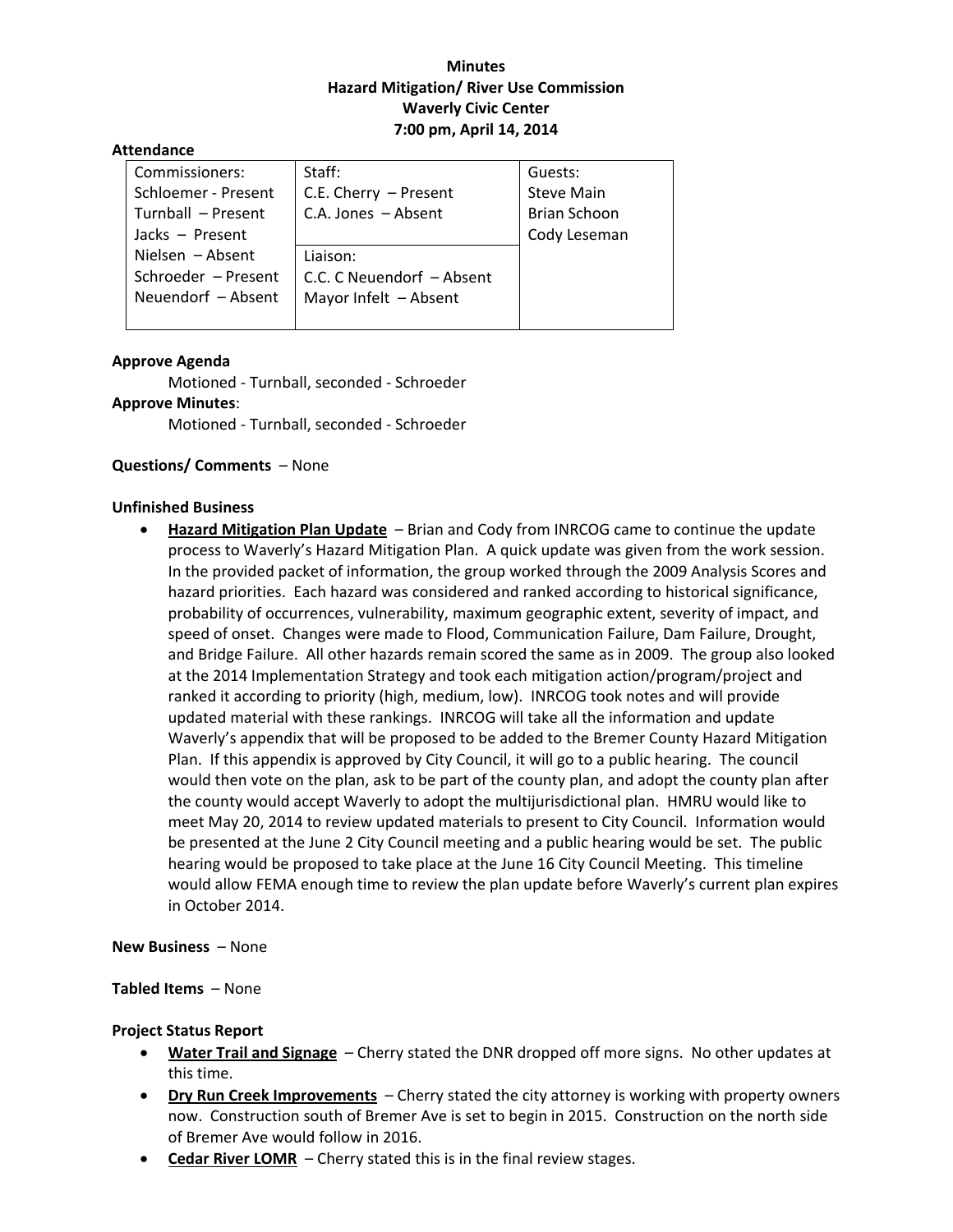**Minutes**
**Hazard Mitigation/ River Use Commission**
**Waverly Civic Center**
**7:00 pm, April 14, 2014**

**Attendance**

| Commissioners: | Staff: | Guests: |
|---|---|---|
| Schloemer - Present | C.E. Cherry – Present | Steve Main |
| Turnball – Present | C.A. Jones – Absent | Brian Schoon |
| Jacks – Present | | Cody Leseman |
| Nielsen – Absent | Liaison: | |
| Schroeder – Present | C.C. C Neuendorf – Absent | |
| Neuendorf – Absent | Mayor Infelt – Absent | |

**Approve Agenda**

Motioned - Turnball, seconded - Schroeder

**Approve Minutes**:

Motioned - Turnball, seconded - Schroeder

**Questions/ Comments** – None

**Unfinished Business**

- **<u>Hazard Mitigation Plan Update</u>** – Brian and Cody from INRCOG came to continue the update process to Waverly's Hazard Mitigation Plan. A quick update was given from the work session. In the provided packet of information, the group worked through the 2009 Analysis Scores and hazard priorities. Each hazard was considered and ranked according to historical significance, probability of occurrences, vulnerability, maximum geographic extent, severity of impact, and speed of onset. Changes were made to Flood, Communication Failure, Dam Failure, Drought, and Bridge Failure. All other hazards remain scored the same as in 2009. The group also looked at the 2014 Implementation Strategy and took each mitigation action/program/project and ranked it according to priority (high, medium, low). INRCOG took notes and will provide updated material with these rankings. INRCOG will take all the information and update Waverly's appendix that will be proposed to be added to the Bremer County Hazard Mitigation Plan. If this appendix is approved by City Council, it will go to a public hearing. The council would then vote on the plan, ask to be part of the county plan, and adopt the county plan after the county would accept Waverly to adopt the multijurisdictional plan. HMRU would like to meet May 20, 2014 to review updated materials to present to City Council. Information would be presented at the June 2 City Council meeting and a public hearing would be set. The public hearing would be proposed to take place at the June 16 City Council Meeting. This timeline would allow FEMA enough time to review the plan update before Waverly's current plan expires in October 2014.

**New Business** – None

**Tabled Items** – None

**Project Status Report**

- **<u>Water Trail and Signage</u>** – Cherry stated the DNR dropped off more signs. No other updates at this time.
- **<u>Dry Run Creek Improvements</u>** – Cherry stated the city attorney is working with property owners now. Construction south of Bremer Ave is set to begin in 2015. Construction on the north side of Bremer Ave would follow in 2016.
- **<u>Cedar River LOMR</u>** – Cherry stated this is in the final review stages.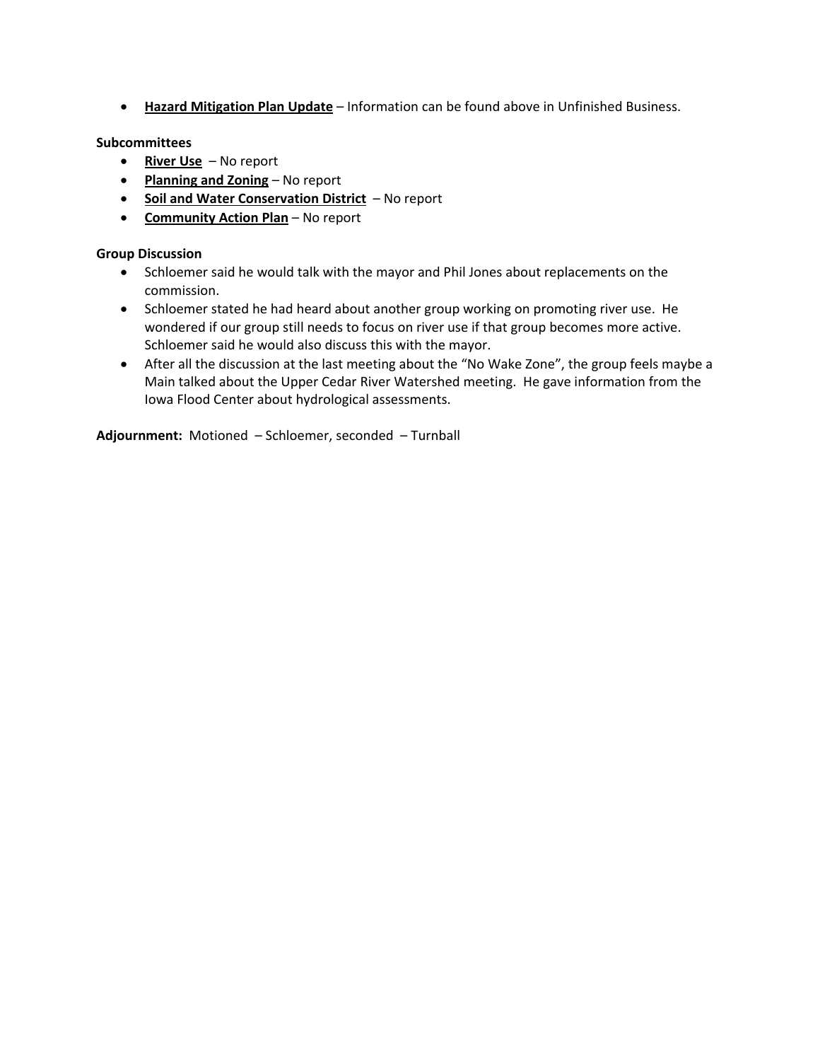- **Hazard Mitigation Plan Update** – Information can be found above in Unfinished Business.

**Subcommittees**

- **River Use** – No report
- **Planning and Zoning** – No report
- **Soil and Water Conservation District** – No report
- **Community Action Plan** – No report

**Group Discussion**

- Schloemer said he would talk with the mayor and Phil Jones about replacements on the commission.
- Schloemer stated he had heard about another group working on promoting river use. He wondered if our group still needs to focus on river use if that group becomes more active. Schloemer said he would also discuss this with the mayor.
- After all the discussion at the last meeting about the "No Wake Zone", the group feels maybe a Main talked about the Upper Cedar River Watershed meeting. He gave information from the Iowa Flood Center about hydrological assessments.

**Adjournment:** Motioned – Schloemer, seconded – Turnball